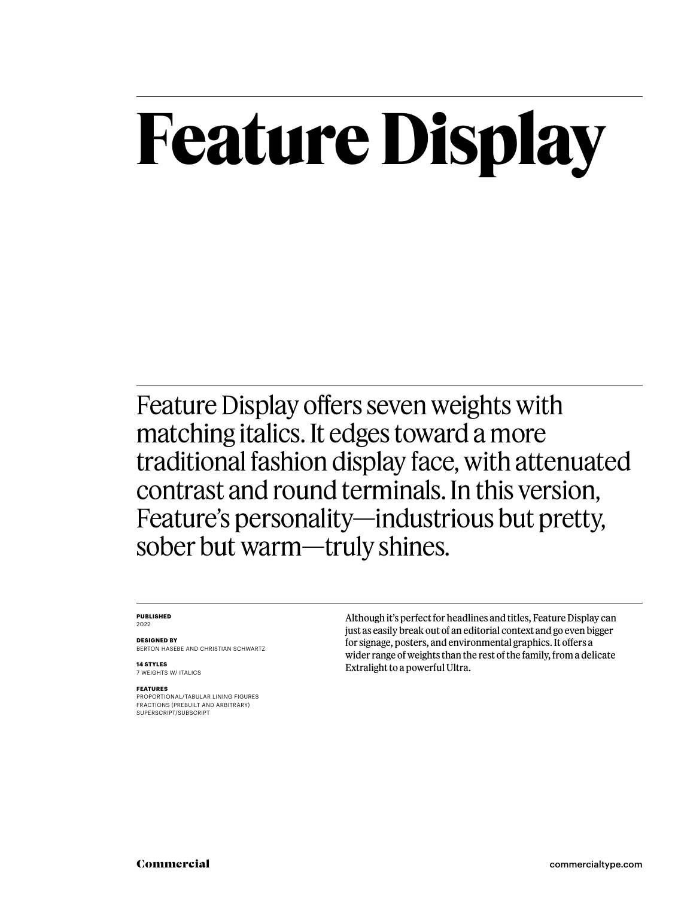# Feature Display

Feature Display offers seven weights with matching italics. It edges toward a more traditional fashion display face, with attenuated contrast and round terminals. In this version, Feature's personality—industrious but pretty, sober but warm—truly shines.

**PUBLISHED**
2022

**DESIGNED BY**
BERTON HASEBE AND CHRISTIAN SCHWARTZ

**14 STYLES**
7 WEIGHTS W/ ITALICS

**FEATURES**
PROPORTIONAL/TABULAR LINING FIGURES
FRACTIONS (PREBUILT AND ARBITRARY)
SUPERSCRIPT/SUBSCRIPT

Although it's perfect for headlines and titles, Feature Display can just as easily break out of an editorial context and go even bigger for signage, posters, and environmental graphics. It offers a wider range of weights than the rest of the family, from a delicate Extralight to a powerful Ultra.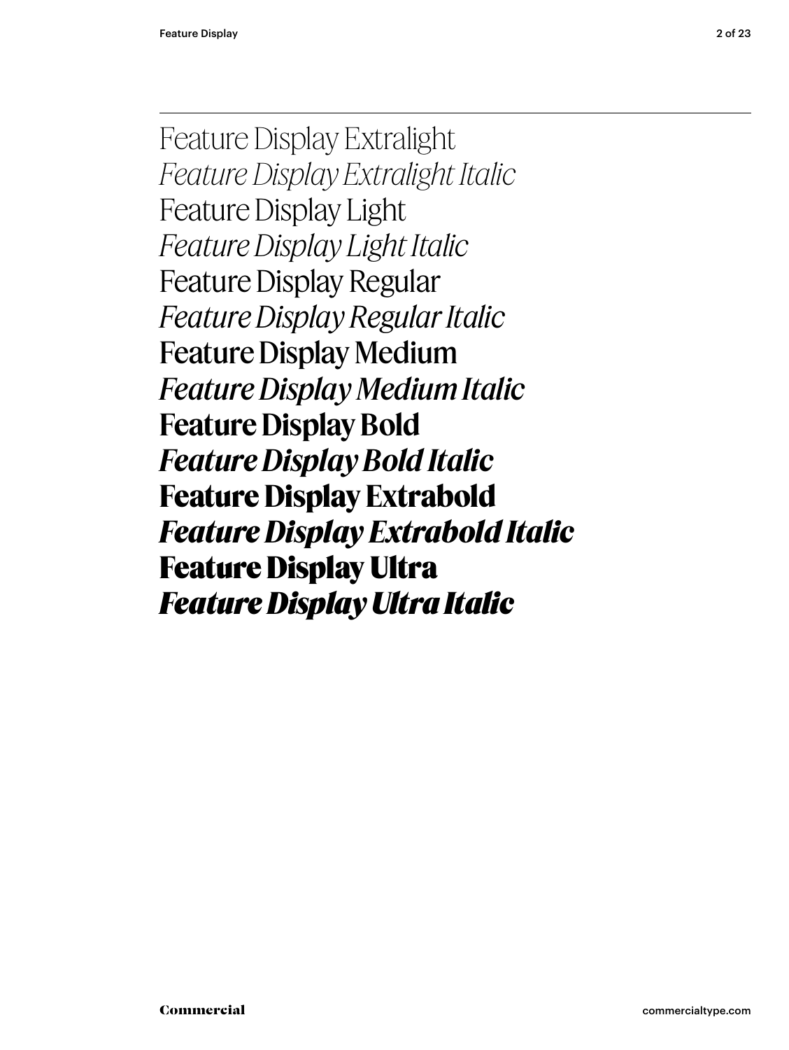Feature Display Extralight

*Feature Display Extralight Italic*

Feature Display Light

*Feature Display Light Italic*

Feature Display Regular

*Feature Display Regular Italic*

Feature Display Medium

*Feature Display Medium Italic*

**Feature Display Bold**

***Feature Display Bold Italic***

**Feature Display Extrabold**

***Feature Display Extrabold Italic***

**Feature Display Ultra**

***Feature Display Ultra Italic***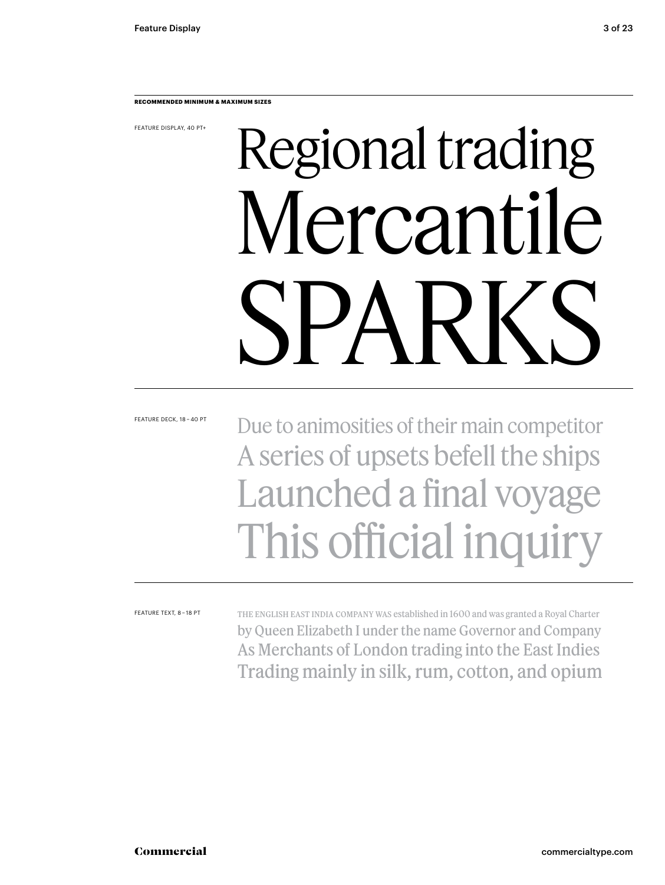**RECOMMENDED MINIMUM & MAXIMUM SIZES**

FEATURE DISPLAY, 40 PT+

Regional trading
Mercantile
SPARKS

FEATURE DECK, 18 – 40 PT

Due to animosities of their main competitor
A series of upsets befell the ships
Launched a final voyage
This official inquiry

FEATURE TEXT, 8 – 18 PT

THE ENGLISH EAST INDIA COMPANY WAS established in 1600 and was granted a Royal Charter
by Queen Elizabeth I under the name Governor and Company
As Merchants of London trading into the East Indies
Trading mainly in silk, rum, cotton, and opium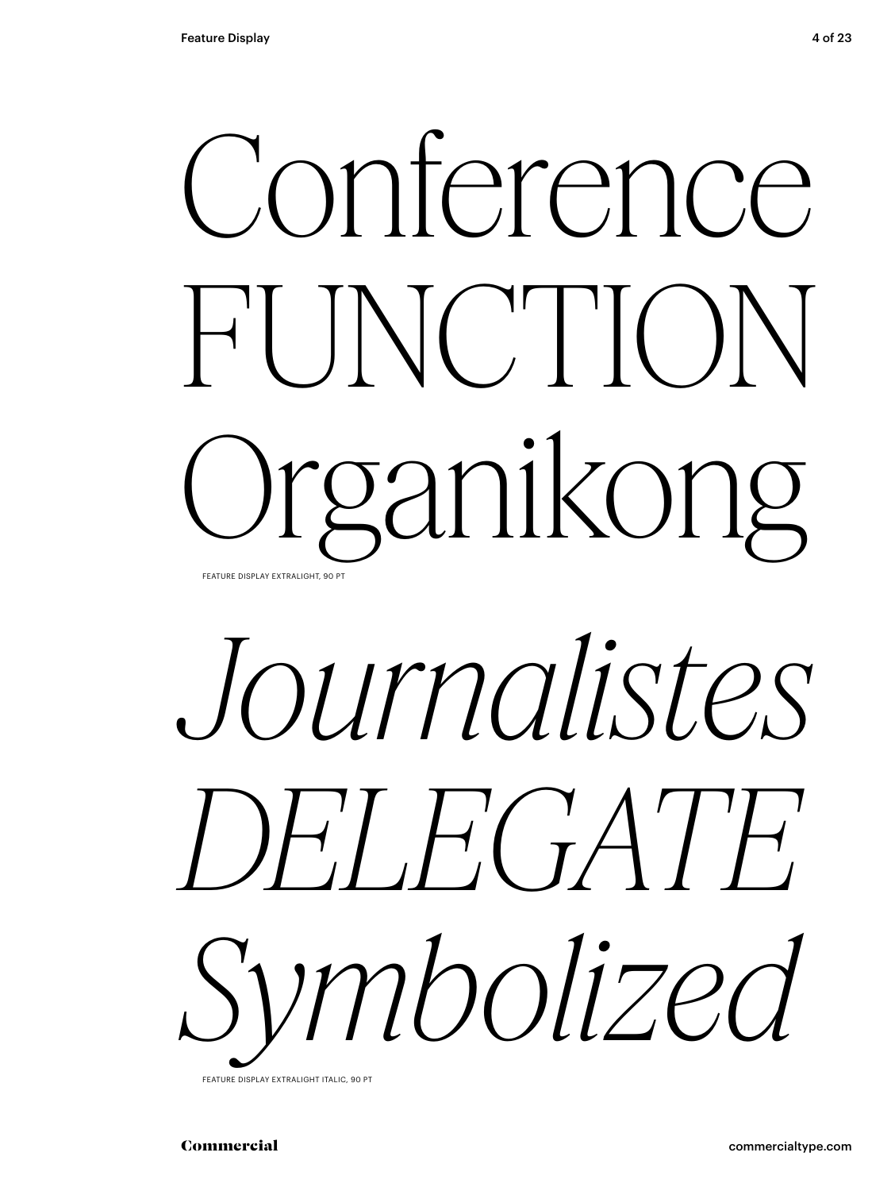Conference
FUNCTION
Organikong

FEATURE DISPLAY EXTRALIGHT, 90 PT

*Journalistes*
*DELEGATE*
*Symbolized*

FEATURE DISPLAY EXTRALIGHT ITALIC, 90 PT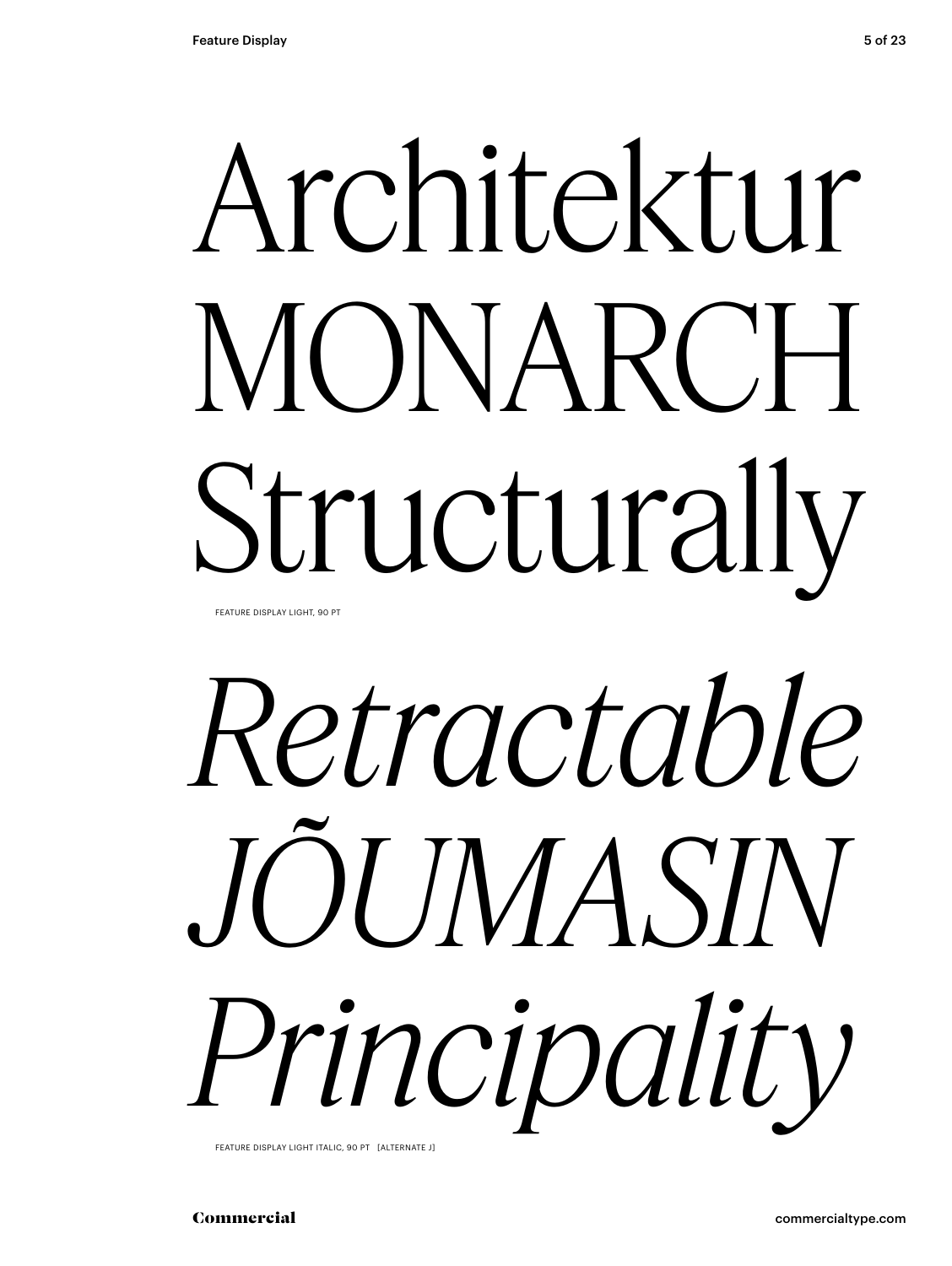# Architektur MONARCH Structurally

FEATURE DISPLAY LIGHT, 90 PT

# *Retractable JÕUMASIN Principality*

FEATURE DISPLAY LIGHT ITALIC, 90 PT [ALTERNATE J]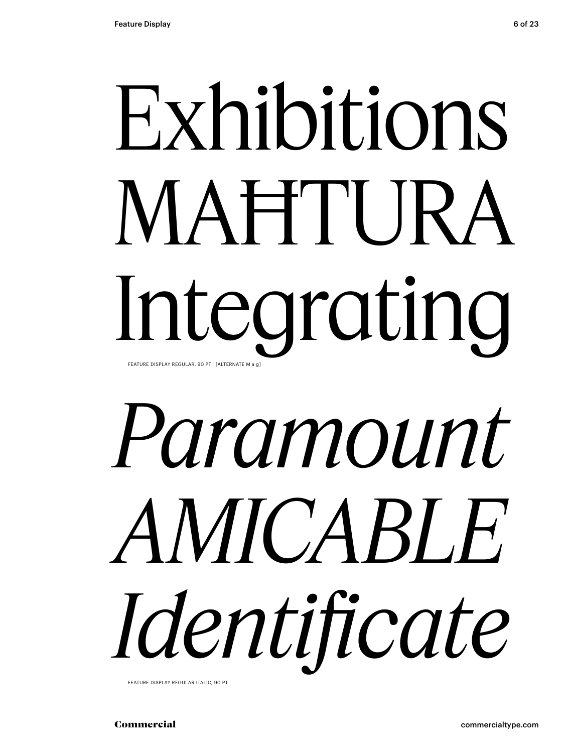Exhibitions

MAĦTURA

Integrating

FEATURE DISPLAY REGULAR, 90 PT [ALTERNATE M a g]

*Paramount*

*AMICABLE*

*Identificate*

FEATURE DISPLAY REGULAR ITALIC, 90 PT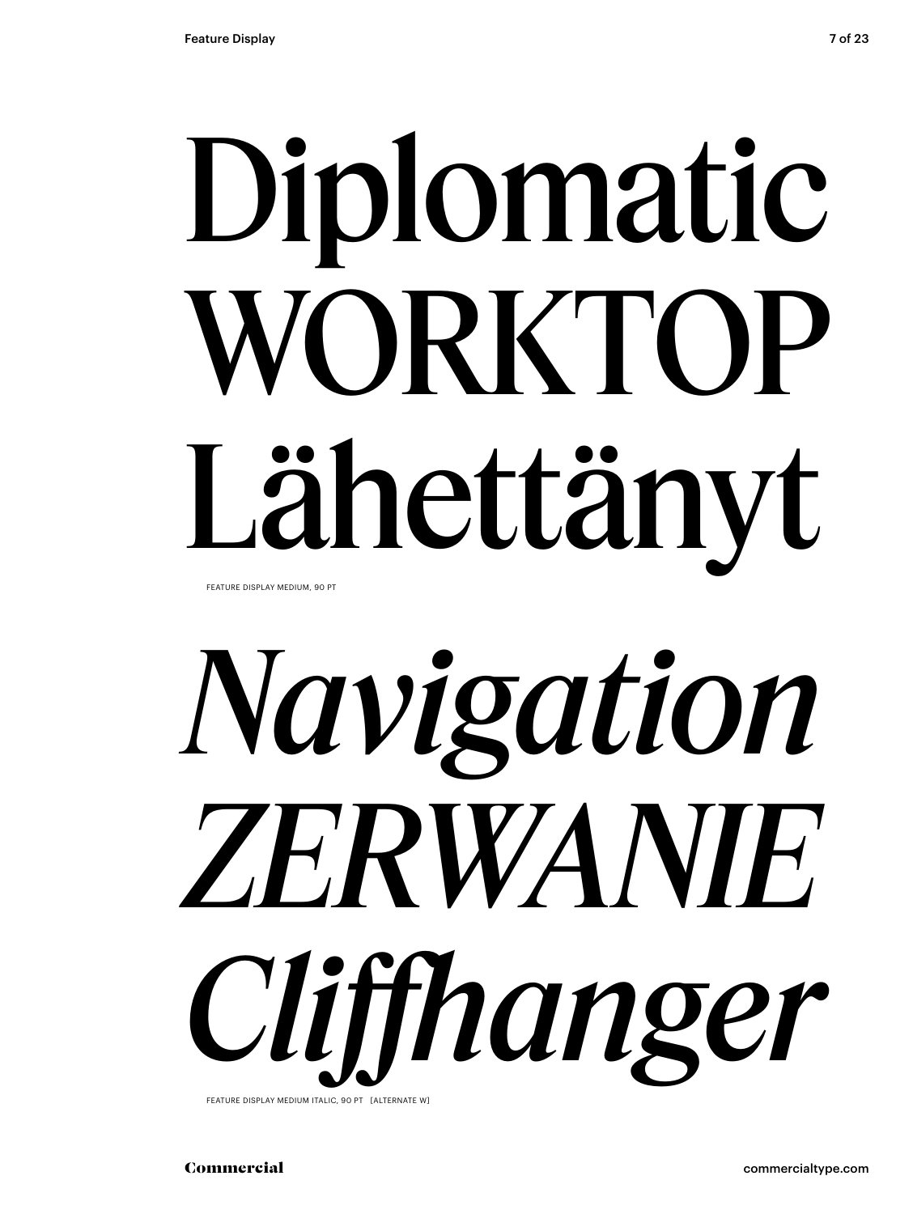Diplomatic
WORKTOP
Lähettänyt

FEATURE DISPLAY MEDIUM, 90 PT

*Navigation*
*ZERWANIE*
*Cliffhanger*

FEATURE DISPLAY MEDIUM ITALIC, 90 PT [ALTERNATE W]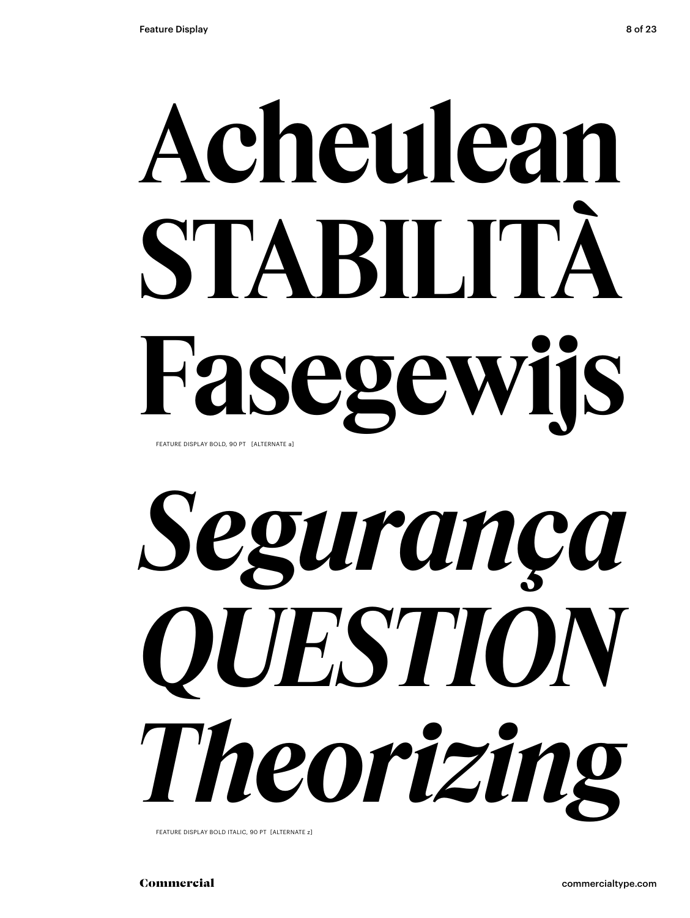# Acheulean STABILITÀ Fasegewijs

FEATURE DISPLAY BOLD, 90 PT [ALTERNATE a]

# *Segurança QUESTION Theorizing*

FEATURE DISPLAY BOLD ITALIC, 90 PT [ALTERNATE z]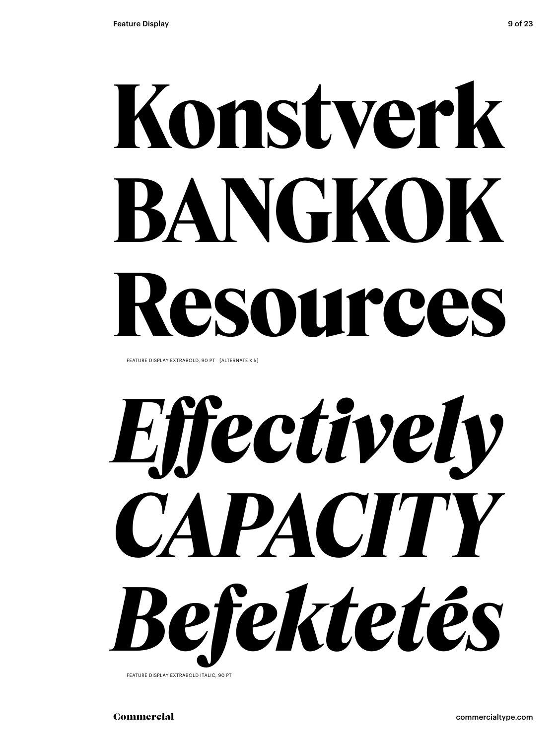# Konstverk BANGKOK Resources

FEATURE DISPLAY EXTRABOLD, 90 PT [ALTERNATE K k]

# *Effectively CAPACITY Befektetés*

FEATURE DISPLAY EXTRABOLD ITALIC, 90 PT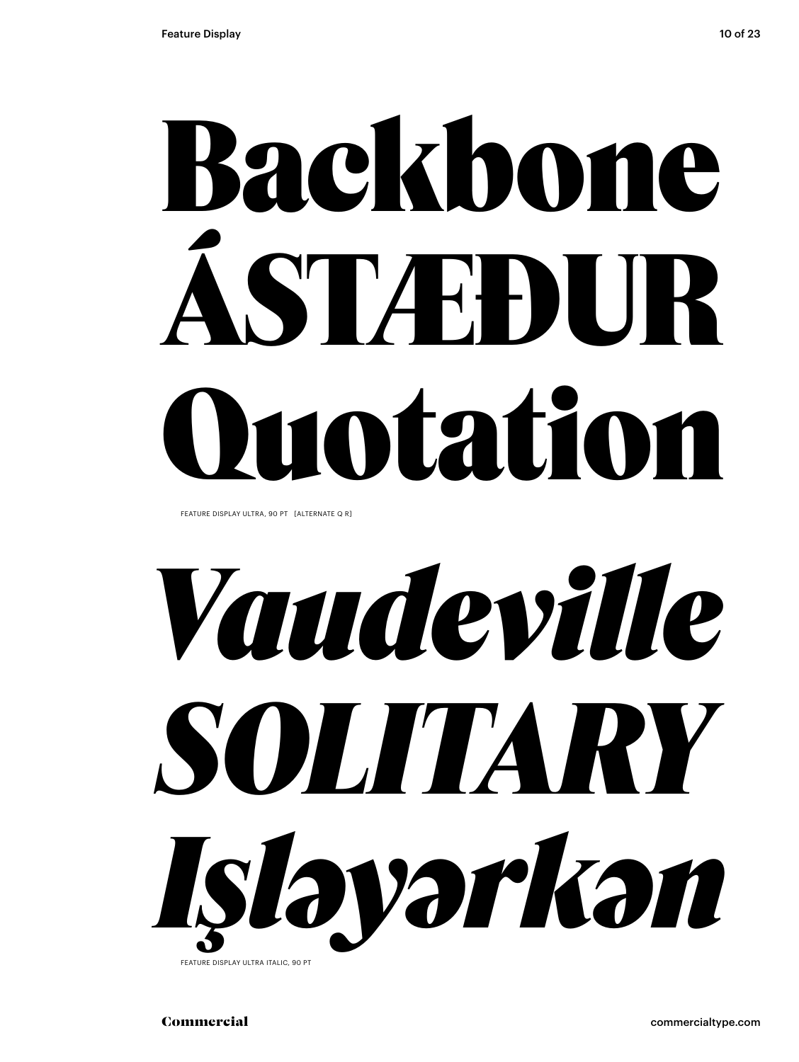# Backbone
# ÁSTÆÐUR
# Quotation

FEATURE DISPLAY ULTRA, 90 PT   [ALTERNATE Q R]

# *Vaudeville*
# *SOLITARY*
# *Işləyərkən*

FEATURE DISPLAY ULTRA ITALIC, 90 PT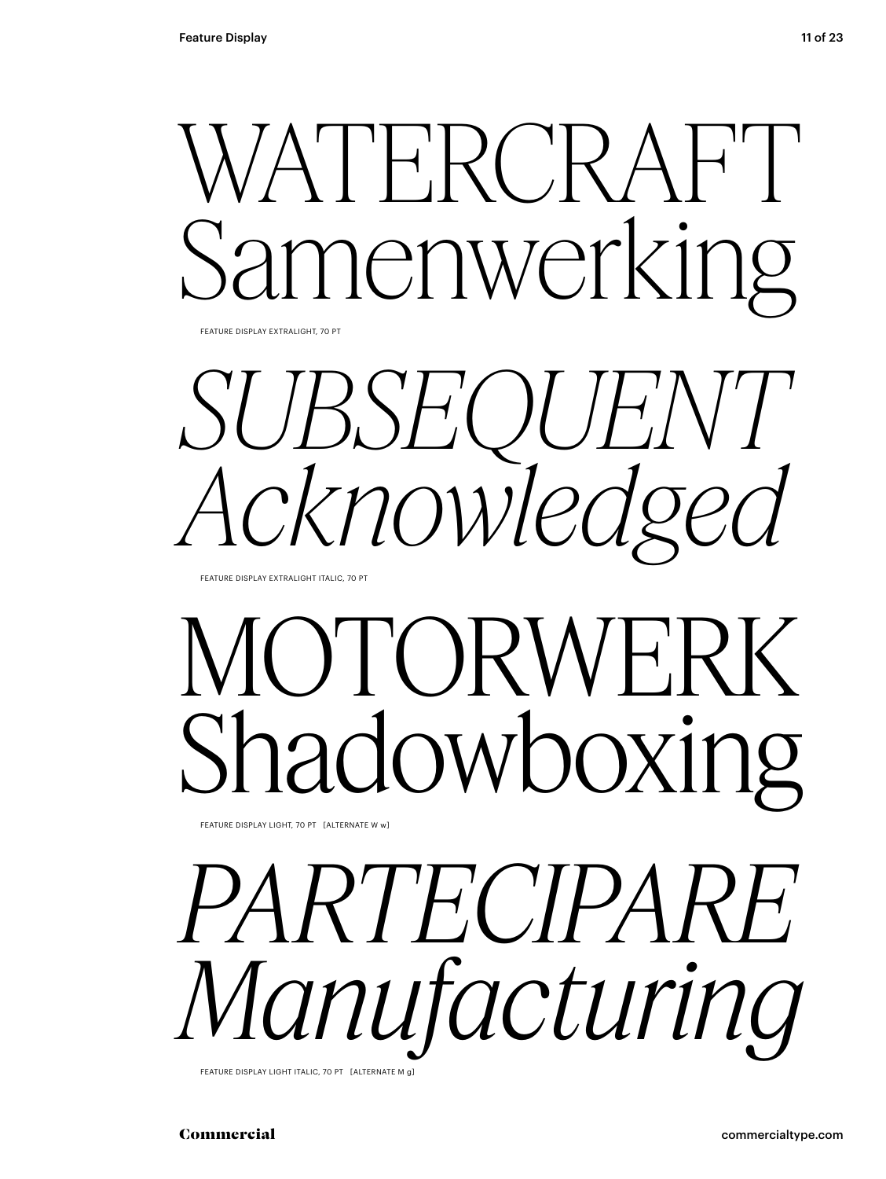WATERCRAFT
Samenwerking

FEATURE DISPLAY EXTRALIGHT, 70 PT

*SUBSEQUENT*
*Acknowledged*

FEATURE DISPLAY EXTRALIGHT ITALIC, 70 PT

MOTORWERK
Shadowboxing

FEATURE DISPLAY LIGHT, 70 PT [ALTERNATE W w]

*PARTECIPARE*
*Manufacturing*

FEATURE DISPLAY LIGHT ITALIC, 70 PT [ALTERNATE M g]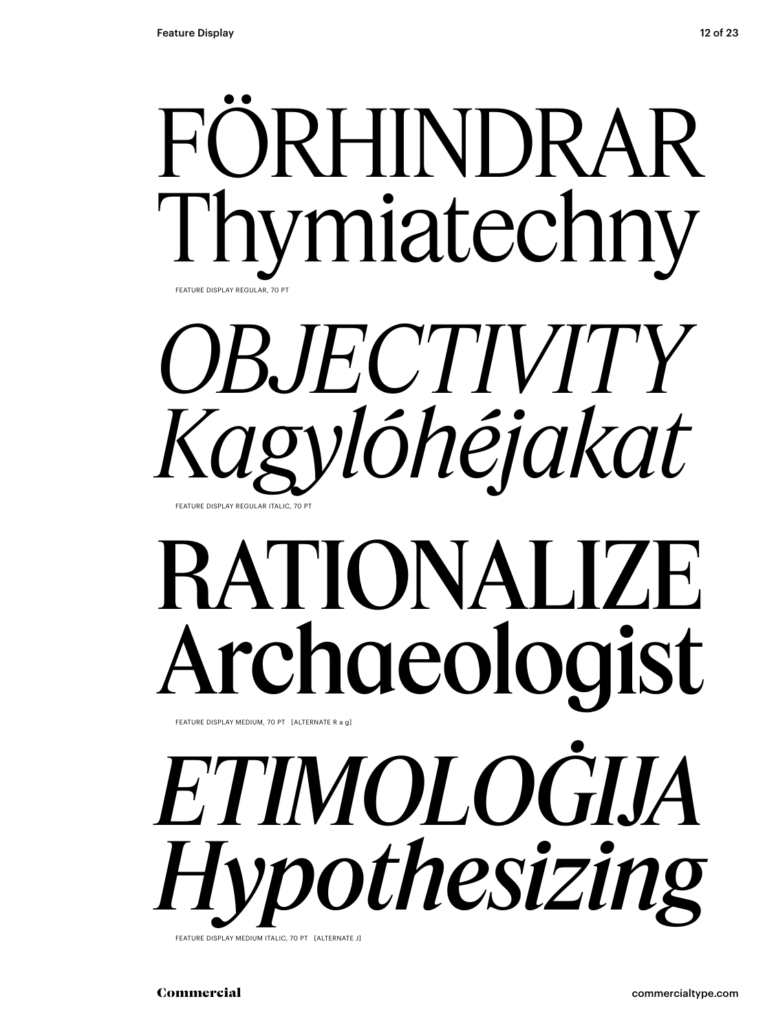FÖRHINDRAR
Thymiatechny

FEATURE DISPLAY REGULAR, 70 PT

*OBJECTIVITY*
*Kagylóhéjakat*

FEATURE DISPLAY REGULAR ITALIC, 70 PT

RATIONALIZE
Archaeologist

FEATURE DISPLAY MEDIUM, 70 PT [ALTERNATE R a g]

*ETIMOLOĠIJA*
*Hypothesizing*

FEATURE DISPLAY MEDIUM ITALIC, 70 PT [ALTERNATE J]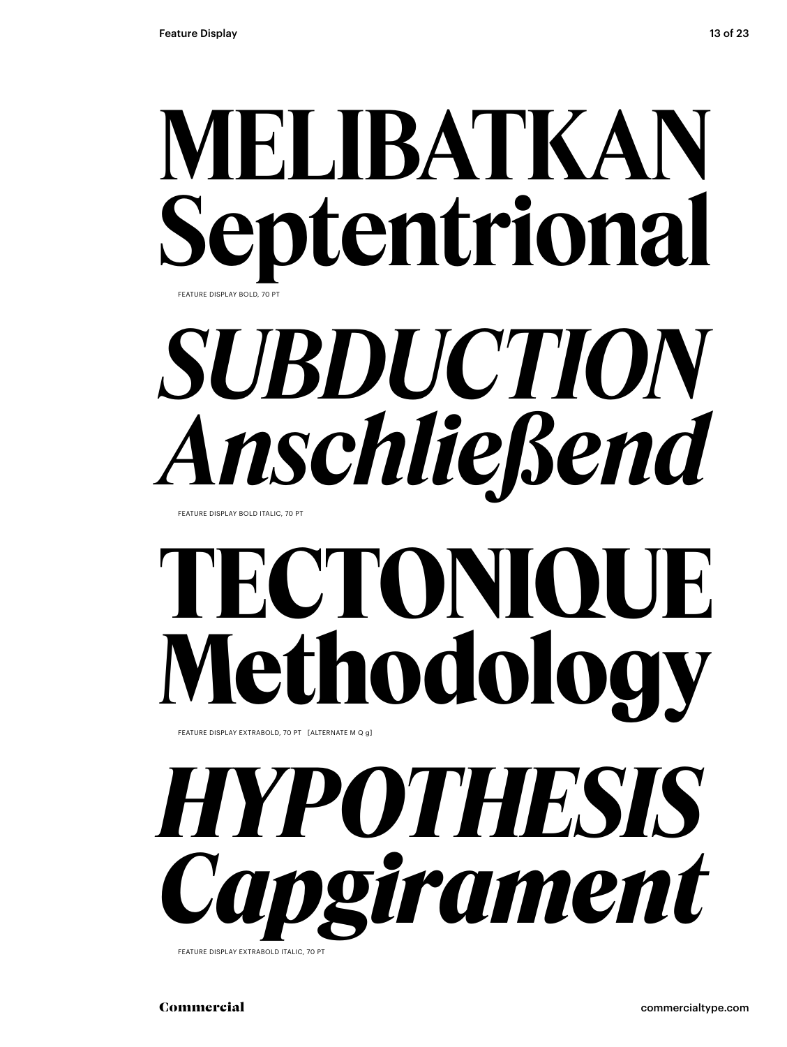# MELIBATKAN Septentrional

FEATURE DISPLAY BOLD, 70 PT

# *SUBDUCTION Anschließend*

FEATURE DISPLAY BOLD ITALIC, 70 PT

# TECTONIQUE Methodology

FEATURE DISPLAY EXTRABOLD, 70 PT [ALTERNATE M Q g]

# *HYPOTHESIS Capgirament*

FEATURE DISPLAY EXTRABOLD ITALIC, 70 PT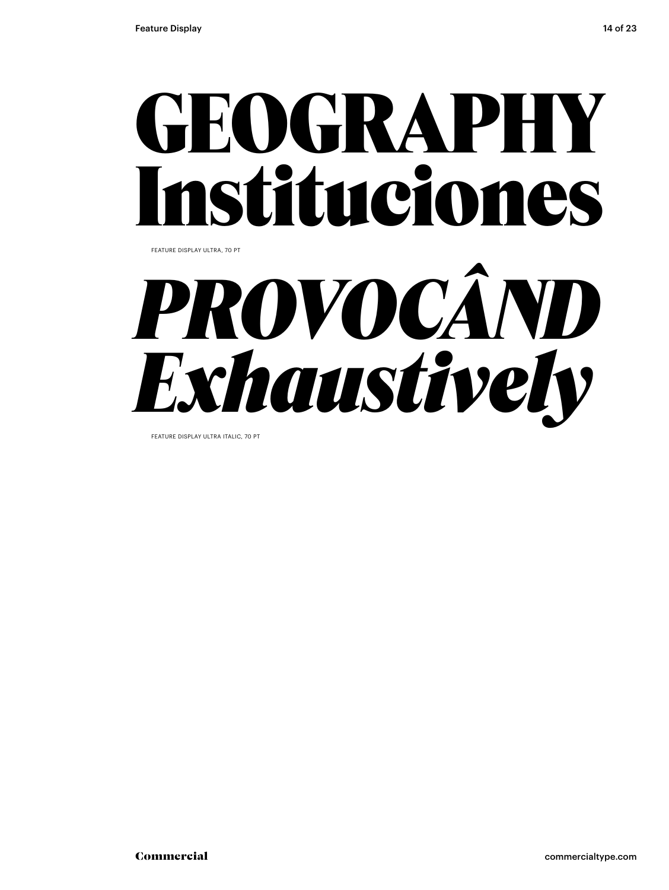# GEOGRAPHY Instituciones

FEATURE DISPLAY ULTRA, 70 PT

# *PROVOCÂND Exhaustively*

FEATURE DISPLAY ULTRA ITALIC, 70 PT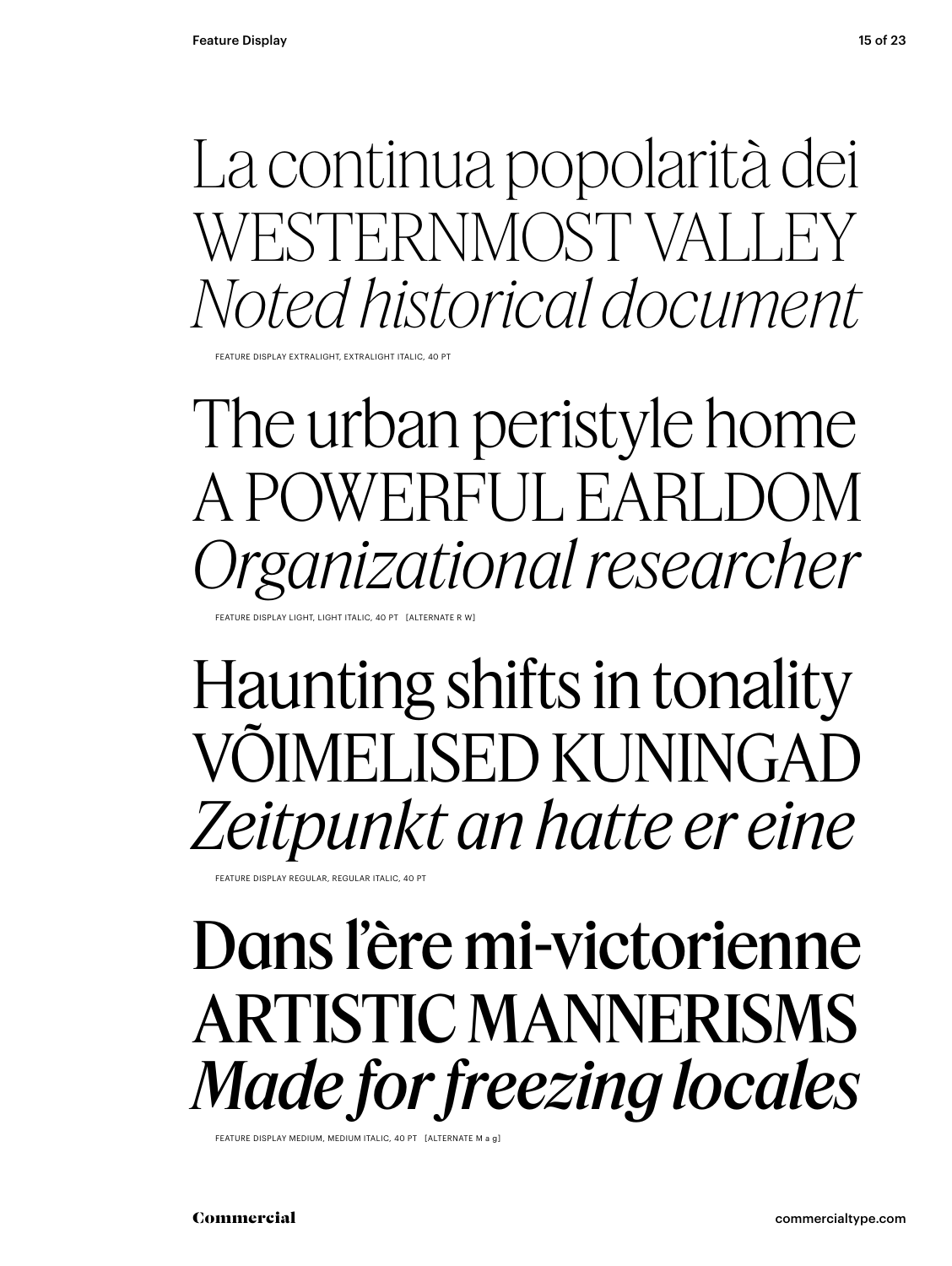La continua popolarità dei
WESTERNMOST VALLEY
*Noted historical document*

FEATURE DISPLAY EXTRALIGHT, EXTRALIGHT ITALIC, 40 PT

The urban peristyle home
A POWERFUL EARLDOM
*Organizational researcher*

FEATURE DISPLAY LIGHT, LIGHT ITALIC, 40 PT [ALTERNATE R W]

Haunting shifts in tonality
VÕIMELISED KUNINGAD
*Zeitpunkt an hatte er eine*

FEATURE DISPLAY REGULAR, REGULAR ITALIC, 40 PT

Dans l'ère mi-victorienne
ARTISTIC MANNERISMS
***Made for freezing locales***

FEATURE DISPLAY MEDIUM, MEDIUM ITALIC, 40 PT [ALTERNATE M a g]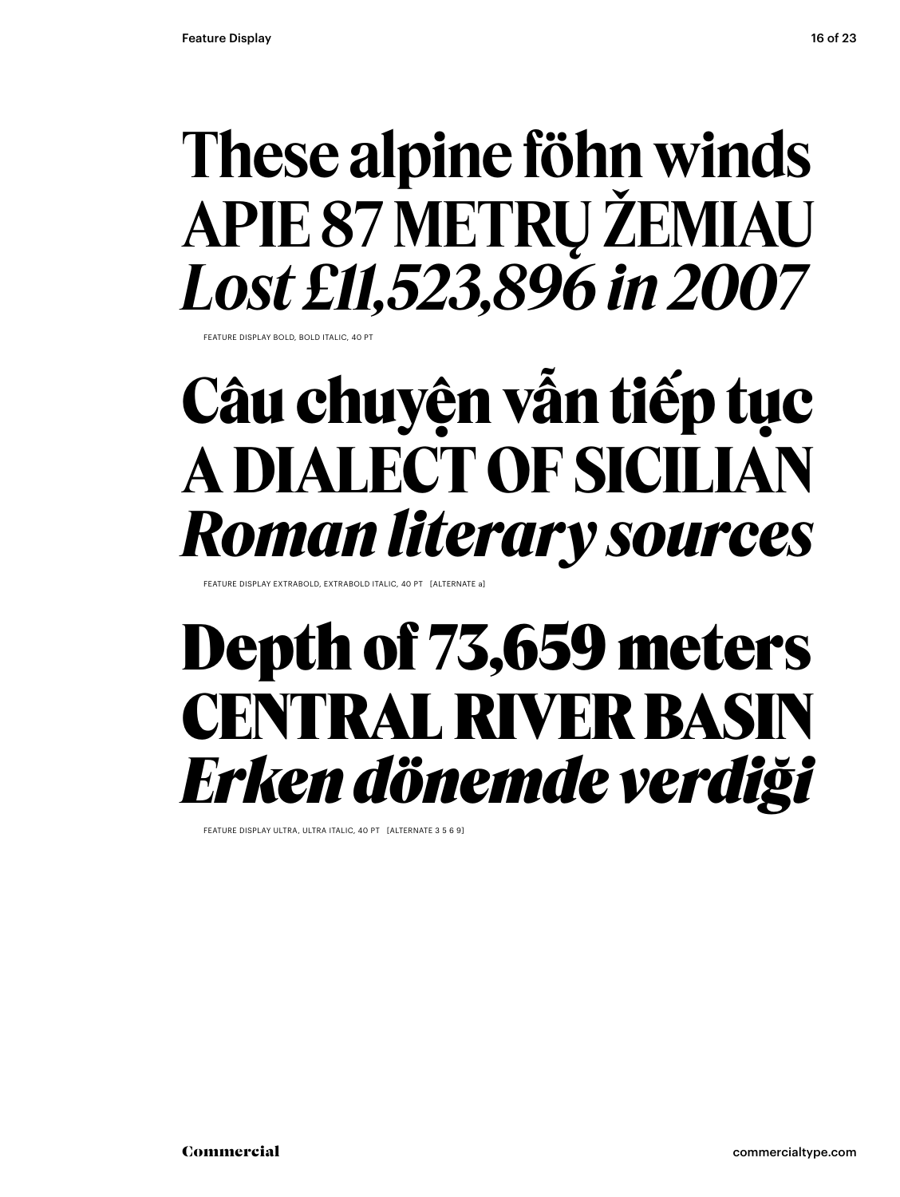**These alpine föhn winds**
**APIE 87 METRŲ ŽEMIAU**
***Lost £11,523,896 in 2007***

FEATURE DISPLAY BOLD, BOLD ITALIC, 40 PT

**Câu chuyện vẫn tiếp tục**
**A DIALECT OF SICILIAN**
***Roman literary sources***

FEATURE DISPLAY EXTRABOLD, EXTRABOLD ITALIC, 40 PT [ALTERNATE a]

**Depth of 73,659 meters**
**CENTRAL RIVER BASIN**
***Erken dönemde verdiği***

FEATURE DISPLAY ULTRA, ULTRA ITALIC, 40 PT [ALTERNATE 3 5 6 9]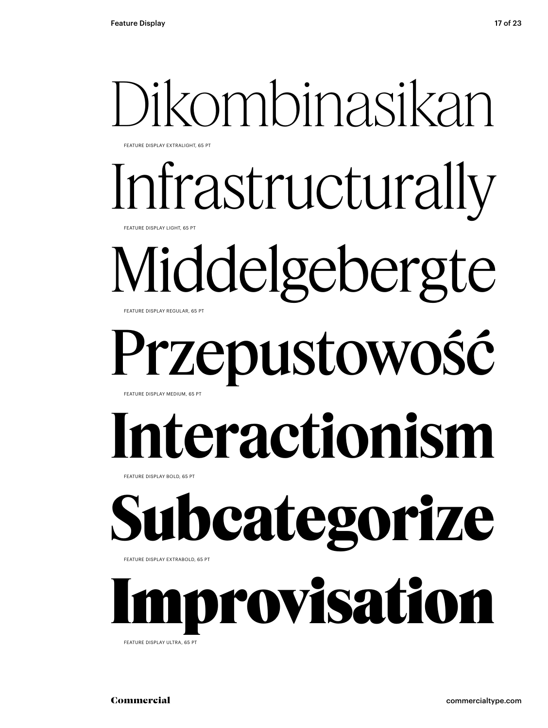Dikombinasikan

FEATURE DISPLAY EXTRALIGHT, 65 PT

Infrastructurally

FEATURE DISPLAY LIGHT, 65 PT

Middelgebergte

FEATURE DISPLAY REGULAR, 65 PT

Przepustowość

FEATURE DISPLAY MEDIUM, 65 PT

**Interactionism**

FEATURE DISPLAY BOLD, 65 PT

**Subcategorize**

FEATURE DISPLAY EXTRABOLD, 65 PT

**Improvisation**

FEATURE DISPLAY ULTRA, 65 PT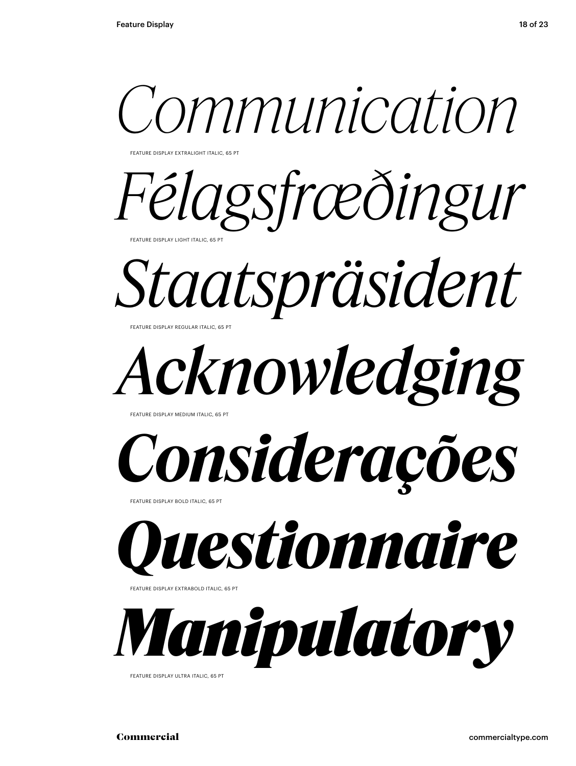*Communication*

FEATURE DISPLAY EXTRALIGHT ITALIC, 65 PT

*Félagsfræðingur*

FEATURE DISPLAY LIGHT ITALIC, 65 PT

*Staatspräsident*

FEATURE DISPLAY REGULAR ITALIC, 65 PT

***Acknowledging***

FEATURE DISPLAY MEDIUM ITALIC, 65 PT

***Considerações***

FEATURE DISPLAY BOLD ITALIC, 65 PT

***Questionnaire***

FEATURE DISPLAY EXTRABOLD ITALIC, 65 PT

***Manipulatory***

FEATURE DISPLAY ULTRA ITALIC, 65 PT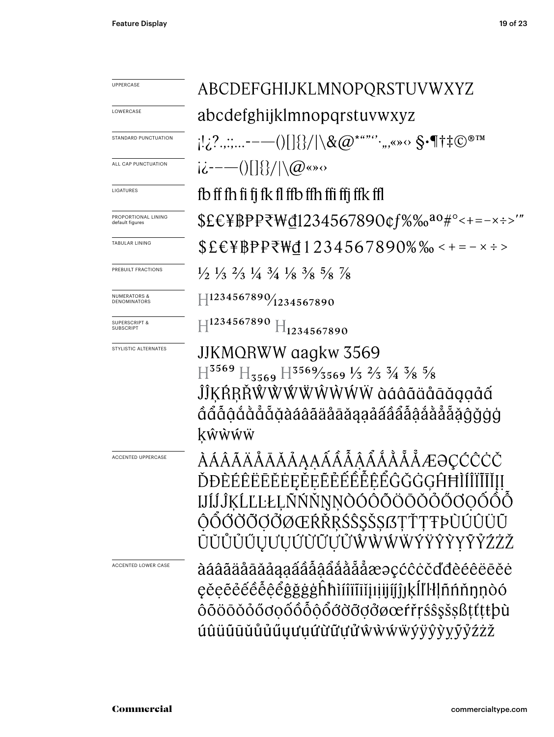UPPERCASE

ABCDEFGHIJKLMNOPQRSTUVWXYZ

LOWERCASE

abcdefghijklmnopqrstuvwxyz

STANDARD PUNCTUATION

¡!¿?.,:;...-–—()[]{}/|\&@*""''·‚„«»‹› §•¶†‡©®™

ALL CAP PUNCTUATION

¡¿-–—()[]{}/|\@«»‹›

LIGATURES

fb ff fh fi fj fk fl ffb ffh ffi ffj ffk ffl

PROPORTIONAL LINING
default figures

$£€¥฿₽₱₹₩₫1234567890¢ƒ%‰ªº#°<+=−×÷>′″

TABULAR LINING

$£€¥฿₽₱₹₩₫1234567890%‰<+=−×÷>

PREBUILT FRACTIONS

½ ⅓ ⅔ ¼ ¾ ⅛ ⅜ ⅝ ⅞

NUMERATORS & DENOMINATORS

H1234567890/1234567890

SUPERSCRIPT & SUBSCRIPT

H1234567890 H1234567890

STYLISTIC ALTERNATES

JJKMQRWW aagkw 3569

H3569 H3569 H3569/3569 ⅓ ⅔ ¾ ⅜ ⅝

ĴĴĶŔŖŘŴẀẂẄŴẀẂẄ àáâãäåāăąạảấ ầẩẫậắằẳẵặàáâãäåāăąạảấầẩẫậắằẳẵặĝğġģ ķŵẁẃẅ

ACCENTED UPPERCASE

ÀÁÂÃÄÅĀĂẢĄẠẤẦẪẬẨẮẰẴẲÆƏÇĆĈĊČ ĎĐÈÉÊËĒĔĖĘĚẼẸẺẾỀỄỆỂĜĞĠĢĤĦÌÍÎÏĨĪĬĮ IJÍĴĴĶĹĽĿŁĻÑŃŇŊŅÒÓÔÕÖŌŎŐỎƠỌỐỒỖ ỘỔỚỜỠỢỞØŒŔŘŖŚŜŞŠȘẞŢŤȚŦÞÙÚÛÜŨ ŪŬŮỦŰŲƯỤỨỪỮỰỬŴẀẂẄÝŸŶỲỴỸỶŹŻŽ

ACCENTED LOWER CASE

àáâãäåāăảąạấầẫậẩắằẵẳæəçćĉċčďđèéêëēĕė ęěẽẹẻếềễệểĝğġģĥħìíîïĩīĭįıịỉijíĵȷķĺľŀłļñńňŋņòó ôõöōŏỏőơọốồỗộổớờỡợởøœŕřŗśŝşšșßţťțŧþù úûüũūŭůủűųưụứừữựửŵẁẃẅýÿŷỳỵỹỷźżž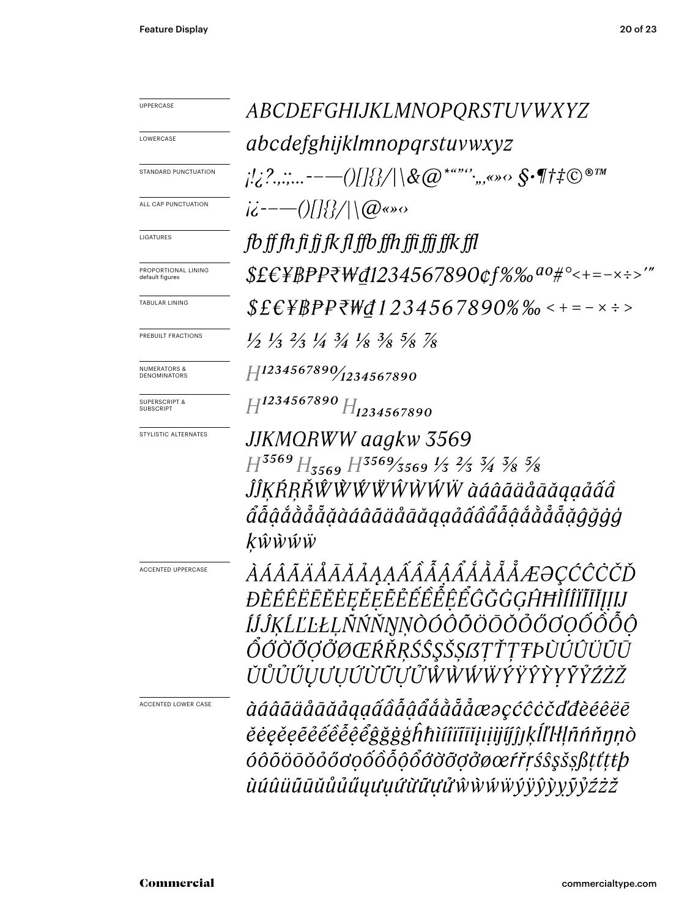UPPERCASE

*ABCDEFGHIJKLMNOPQRSTUVWXYZ*

LOWERCASE

*abcdefghijklmnopqrstuvwxyz*

STANDARD PUNCTUATION

*¡!¿?.,:;…-–—()[]{}/|\&@*“”‘’·‚„«»‹› §•¶†‡©®™*

ALL CAP PUNCTUATION

*¡¿-–—()[]{}/|\@«»‹›*

LIGATURES

*fb ff fh fi fj fk fl ffb ffh ffi ffj ffk ffl*

PROPORTIONAL LINING default figures

*$£€¥₿₽₽₹₩₫1234567890¢ƒ%‰ªº#°<+=−×÷>′″*

TABULAR LINING

*$£€¥₿₽₽₹₩₫1234567890%‰<+=−×÷>*

PREBUILT FRACTIONS

*½ ⅓ ⅔ ¼ ¾ ⅛ ⅜ ⅝ ⅞*

NUMERATORS & DENOMINATORS

*H¹²³⁴⁵⁶⁷⁸⁹⁰⁄₁₂₃₄₅₆₇₈₉₀*

SUPERSCRIPT & SUBSCRIPT

*$H^{1234567890}$ $H_{1234567890}$*

STYLISTIC ALTERNATES

*JJKMQRWW aagkw 3569*

*$H^{3569}$ $H_{3569}$ H³⁵⁶⁹⁄₃₅₆₉ ⅓ ⅔ ¾ ⅜ ⅝*

*ĴĴĶŔŖŘŴẀẂẄŴẀẂẄ àáâãäåāăąạảấầ ẩẫậắằẳẵặàáâãäåāăąạảấầẩẫậắằẳẵặĝğġģ ķŵẁẃẅ*

ACCENTED UPPERCASE

*ÀÁÂÃÄÅĀĂẢĄẠẤẦẪẬẨẮẰẴẶẲÆƏÇĆĈĊČĎ ĐÈÉÊËĒĔĖẺĘẸẼẾỀỄỆỂĜĞĠĢĤĦÌÍÎÏĨĪĮỊIJ ÍĴĴĶĹĽĿŁĻÑŃŇŊŅÒÓÔÕÖŌŎỎŐƠỌỐỒỖỘ ỔỚỜỠỢỞØŒŔŘŖŚŜŞŠȘẞŢŤȚŦÞÙÚÛÜŨŪ ŬŮỦŰŲƯỤỨỪỮỰỬŴẀẂẄÝŸŶỲỴỸỶŹŻŽ*

ACCENTED LOWER CASE

*àáâãäåāăảąạấầẫậẩắằẵặẳæəçćĉċčďđèéêëē ĕėęěẹẽẻếềễệểĝğġģĥħìíîïĩīĭįịijíĵȷķĺľŀłļñńňŋņò óôõöōŏỏőơọốồỗộổớờỡợởøœŕřŗśŝşšșßţťțŧþ ùúûüũūŭůủűųưụứừữựửŵẁẃẅýÿŷỳỵỹỷźżž*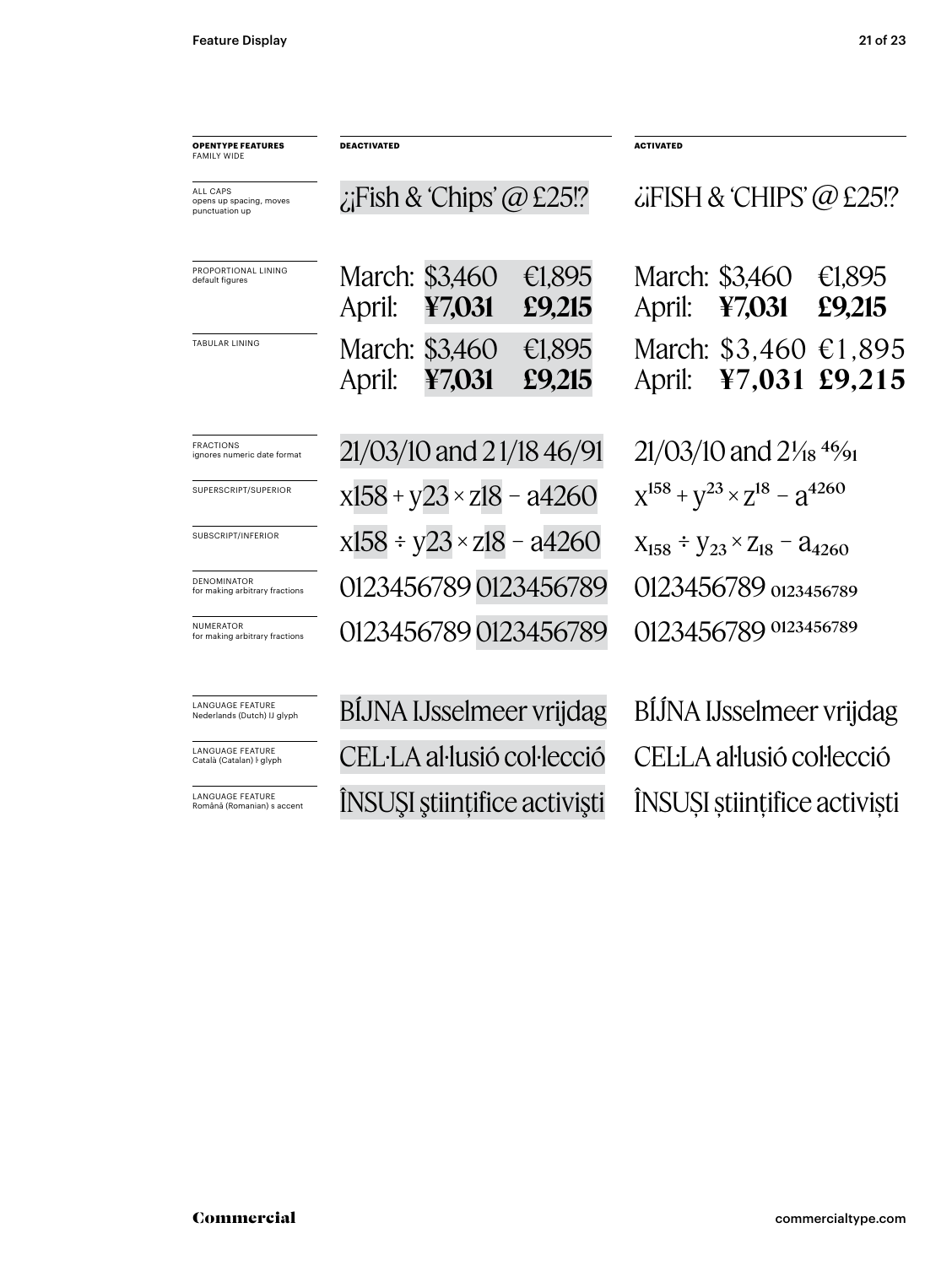| OPENTYPE FEATURES FAMILY WIDE | DEACTIVATED | ACTIVATED |
| --- | --- | --- |
| ALL CAPS opens up spacing, moves punctuation up | ¿¡Fish & 'Chips' @ £25!? | ¿¡FISH & 'CHIPS' @ £25!? |
| PROPORTIONAL LINING default figures | March: $3,460 €1,895 April: **¥7,031 £9,215** | March: $3,460 €1,895 April: **¥7,031 £9,215** |
| TABULAR LINING | March: $3,460 €1,895 April: **¥7,031 £9,215** | March: $3,460 €1,895 April: **¥7,031 £9,215** |
| FRACTIONS ignores numeric date format | 21/03/10 and 2 1/18 46/91 | 21/03/10 and 2⁄18 46⁄91 |
| SUPERSCRIPT/SUPERIOR | x158 + y23 × z18 − a4260 | $x^{158} + y^{23} \times z^{18} - a^{4260}$ |
| SUBSCRIPT/INFERIOR | x158 ÷ y23 × z18 − a4260 | $x_{158} \div y_{23} \times z_{18} - a_{4260}$ |
| DENOMINATOR for making arbitrary fractions | 0123456789 0123456789 | 0123456789 $_{0123456789}$ |
| NUMERATOR for making arbitrary fractions | 0123456789 0123456789 | 0123456789 $^{0123456789}$ |
| LANGUAGE FEATURE Nederlands (Dutch) IJ glyph | BÍJNA IJsselmeer vrijdag | BÍJNA IJsselmeer vrijdag |
| LANGUAGE FEATURE Català (Catalan) ŀ glyph | CEL·LA al·lusió col·lecció | CEĿLA aŀlusió coŀlecció |
| LANGUAGE FEATURE Română (Romanian) s accent | ÎNSUŞI ştiinţifice activişti | ÎNSUȘI științifice activiști |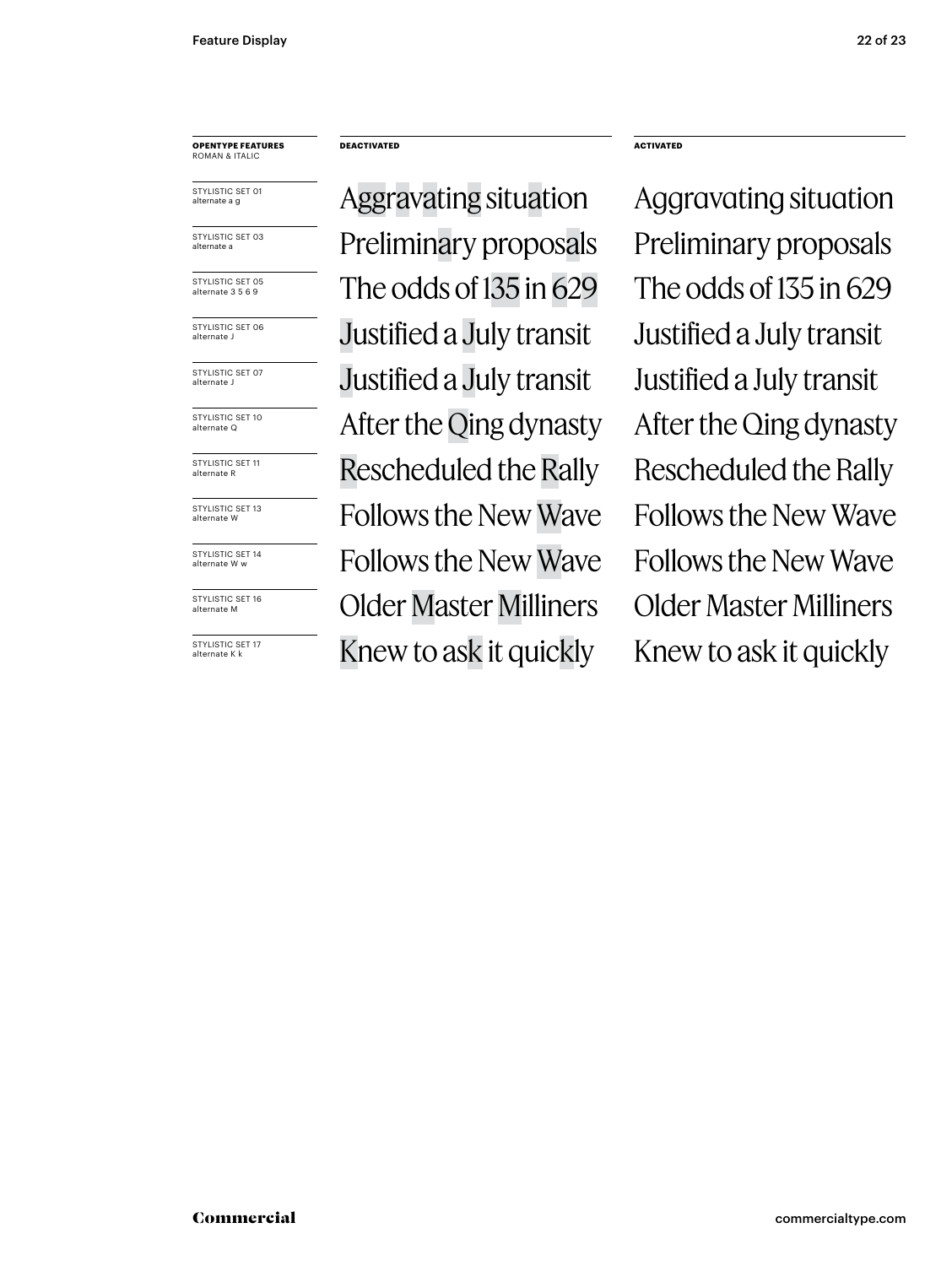| OPENTYPE FEATURES ROMAN & ITALIC | DEACTIVATED | ACTIVATED |
|---|---|---|
| STYLISTIC SET 01 alternate a g | Aggravating situation | Aggravating situation |
| STYLISTIC SET 03 alternate a | Preliminary proposals | Preliminary proposals |
| STYLISTIC SET 05 alternate 3 5 6 9 | The odds of 135 in 629 | The odds of 135 in 629 |
| STYLISTIC SET 06 alternate J | Justified a July transit | Justified a July transit |
| STYLISTIC SET 07 alternate J | Justified a July transit | Justified a July transit |
| STYLISTIC SET 10 alternate Q | After the Qing dynasty | After the Qing dynasty |
| STYLISTIC SET 11 alternate R | Rescheduled the Rally | Rescheduled the Rally |
| STYLISTIC SET 13 alternate W | Follows the New Wave | Follows the New Wave |
| STYLISTIC SET 14 alternate W w | Follows the New Wave | Follows the New Wave |
| STYLISTIC SET 16 alternate M | Older Master Milliners | Older Master Milliners |
| STYLISTIC SET 17 alternate K k | Knew to ask it quickly | Knew to ask it quickly |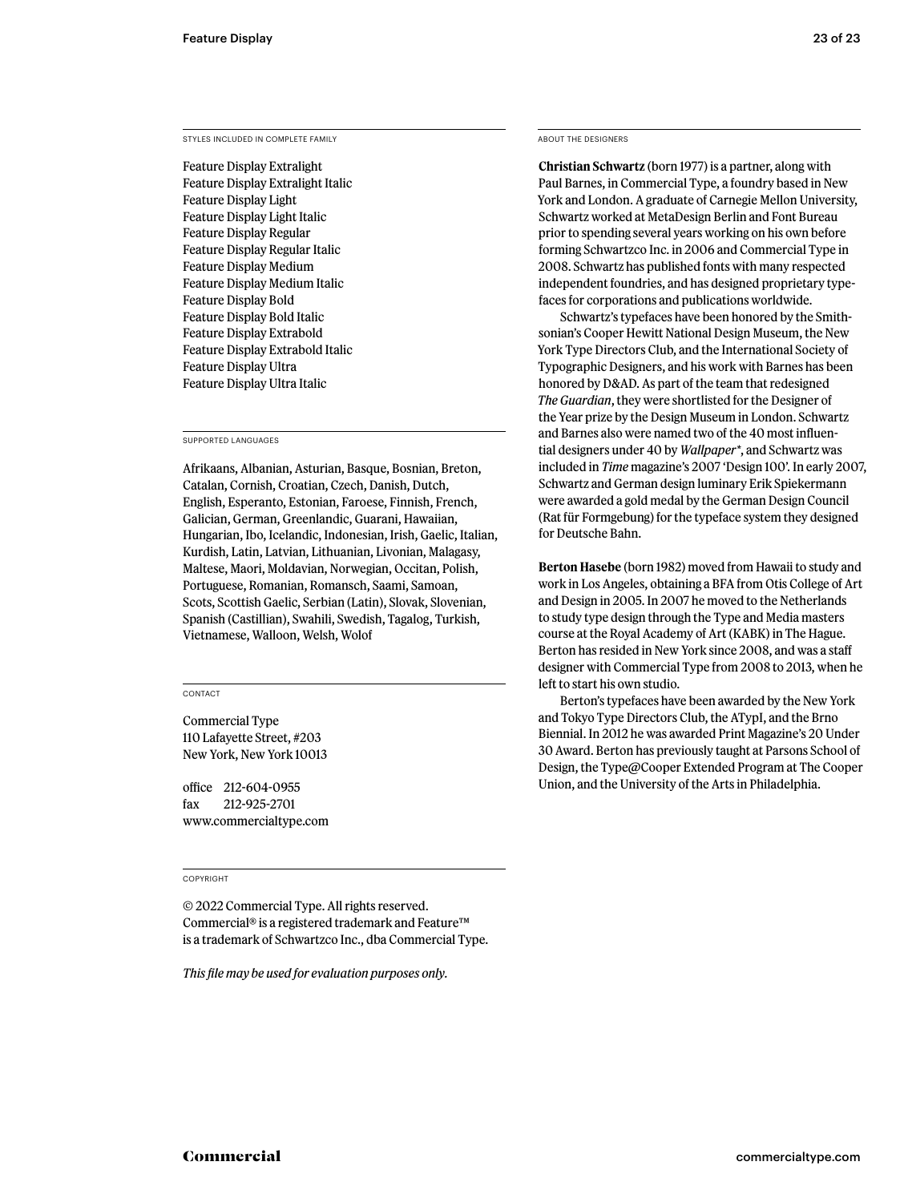## STYLES INCLUDED IN COMPLETE FAMILY

Feature Display Extralight
Feature Display Extralight Italic
Feature Display Light
Feature Display Light Italic
Feature Display Regular
Feature Display Regular Italic
Feature Display Medium
Feature Display Medium Italic
Feature Display Bold
Feature Display Bold Italic
Feature Display Extrabold
Feature Display Extrabold Italic
Feature Display Ultra
Feature Display Ultra Italic

## SUPPORTED LANGUAGES

Afrikaans, Albanian, Asturian, Basque, Bosnian, Breton, Catalan, Cornish, Croatian, Czech, Danish, Dutch, English, Esperanto, Estonian, Faroese, Finnish, French, Galician, German, Greenlandic, Guarani, Hawaiian, Hungarian, Ibo, Icelandic, Indonesian, Irish, Gaelic, Italian, Kurdish, Latin, Latvian, Lithuanian, Livonian, Malagasy, Maltese, Maori, Moldavian, Norwegian, Occitan, Polish, Portuguese, Romanian, Romansch, Saami, Samoan, Scots, Scottish Gaelic, Serbian (Latin), Slovak, Slovenian, Spanish (Castillian), Swahili, Swedish, Tagalog, Turkish, Vietnamese, Walloon, Welsh, Wolof

## CONTACT

Commercial Type
110 Lafayette Street, #203
New York, New York 10013

office 212-604-0955
fax 212-925-2701
www.commercialtype.com

## COPYRIGHT

© 2022 Commercial Type. All rights reserved. Commercial® is a registered trademark and Feature™ is a trademark of Schwartzco Inc., dba Commercial Type.

*This file may be used for evaluation purposes only.*

## ABOUT THE DESIGNERS

**Christian Schwartz** (born 1977) is a partner, along with Paul Barnes, in Commercial Type, a foundry based in New York and London. A graduate of Carnegie Mellon University, Schwartz worked at MetaDesign Berlin and Font Bureau prior to spending several years working on his own before forming Schwartzco Inc. in 2006 and Commercial Type in 2008. Schwartz has published fonts with many respected independent foundries, and has designed proprietary typefaces for corporations and publications worldwide.

Schwartz's typefaces have been honored by the Smithsonian's Cooper Hewitt National Design Museum, the New York Type Directors Club, and the International Society of Typographic Designers, and his work with Barnes has been honored by D&AD. As part of the team that redesigned *The Guardian*, they were shortlisted for the Designer of the Year prize by the Design Museum in London. Schwartz and Barnes also were named two of the 40 most influential designers under 40 by *Wallpaper\**, and Schwartz was included in *Time* magazine's 2007 'Design 100'. In early 2007, Schwartz and German design luminary Erik Spiekermann were awarded a gold medal by the German Design Council (Rat für Formgebung) for the typeface system they designed for Deutsche Bahn.

**Berton Hasebe** (born 1982) moved from Hawaii to study and work in Los Angeles, obtaining a BFA from Otis College of Art and Design in 2005. In 2007 he moved to the Netherlands to study type design through the Type and Media masters course at the Royal Academy of Art (KABK) in The Hague. Berton has resided in New York since 2008, and was a staff designer with Commercial Type from 2008 to 2013, when he left to start his own studio.

Berton's typefaces have been awarded by the New York and Tokyo Type Directors Club, the ATypI, and the Brno Biennial. In 2012 he was awarded Print Magazine's 20 Under 30 Award. Berton has previously taught at Parsons School of Design, the Type@Cooper Extended Program at The Cooper Union, and the University of the Arts in Philadelphia.